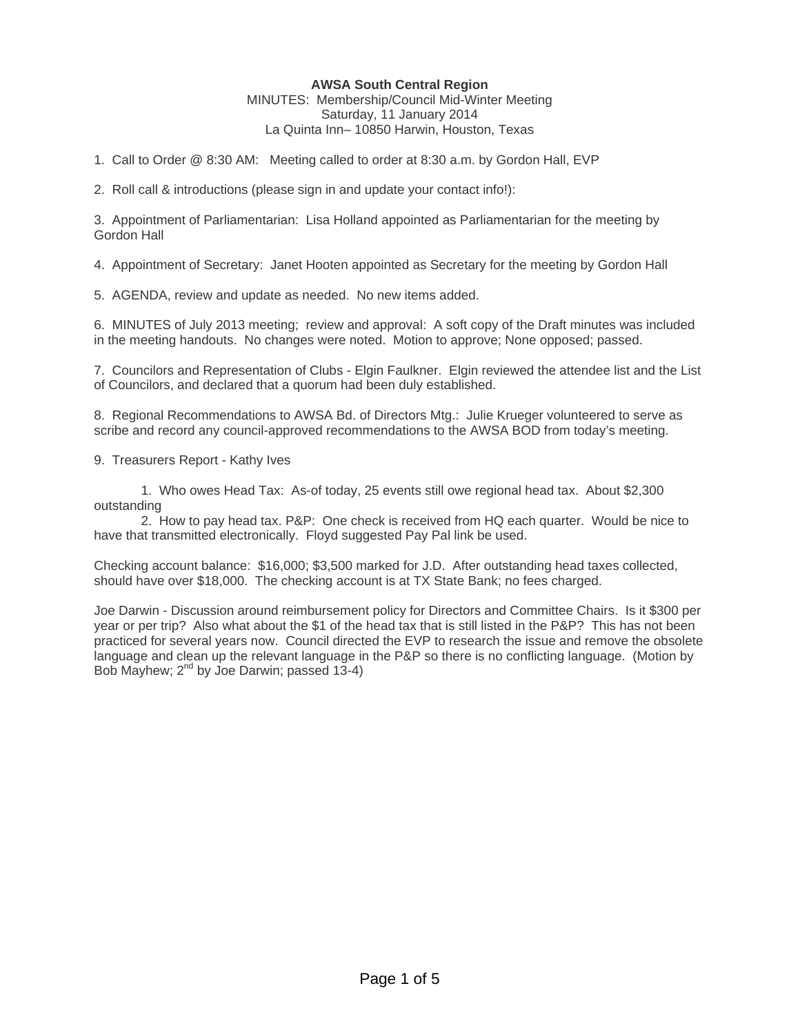**AWSA South Central Region**

MINUTES: Membership/Council Mid-Winter Meeting
Saturday, 11 January 2014
La Quinta Inn– 10850 Harwin, Houston, Texas

1. Call to Order @ 8:30 AM: Meeting called to order at 8:30 a.m. by Gordon Hall, EVP

2. Roll call & introductions (please sign in and update your contact info!):

3. Appointment of Parliamentarian: Lisa Holland appointed as Parliamentarian for the meeting by Gordon Hall

4. Appointment of Secretary: Janet Hooten appointed as Secretary for the meeting by Gordon Hall

5. AGENDA, review and update as needed. No new items added.

6. MINUTES of July 2013 meeting; review and approval: A soft copy of the Draft minutes was included in the meeting handouts. No changes were noted. Motion to approve; None opposed; passed.

7. Councilors and Representation of Clubs - Elgin Faulkner. Elgin reviewed the attendee list and the List of Councilors, and declared that a quorum had been duly established.

8. Regional Recommendations to AWSA Bd. of Directors Mtg.: Julie Krueger volunteered to serve as scribe and record any council-approved recommendations to the AWSA BOD from today's meeting.

9. Treasurers Report - Kathy Ives

1. Who owes Head Tax: As-of today, 25 events still owe regional head tax. About $2,300 outstanding
2. How to pay head tax. P&P: One check is received from HQ each quarter. Would be nice to have that transmitted electronically. Floyd suggested Pay Pal link be used.

Checking account balance: $16,000; $3,500 marked for J.D. After outstanding head taxes collected, should have over $18,000. The checking account is at TX State Bank; no fees charged.

Joe Darwin - Discussion around reimbursement policy for Directors and Committee Chairs. Is it $300 per year or per trip? Also what about the $1 of the head tax that is still listed in the P&P? This has not been practiced for several years now. Council directed the EVP to research the issue and remove the obsolete language and clean up the relevant language in the P&P so there is no conflicting language. (Motion by Bob Mayhew; 2nd by Joe Darwin; passed 13-4)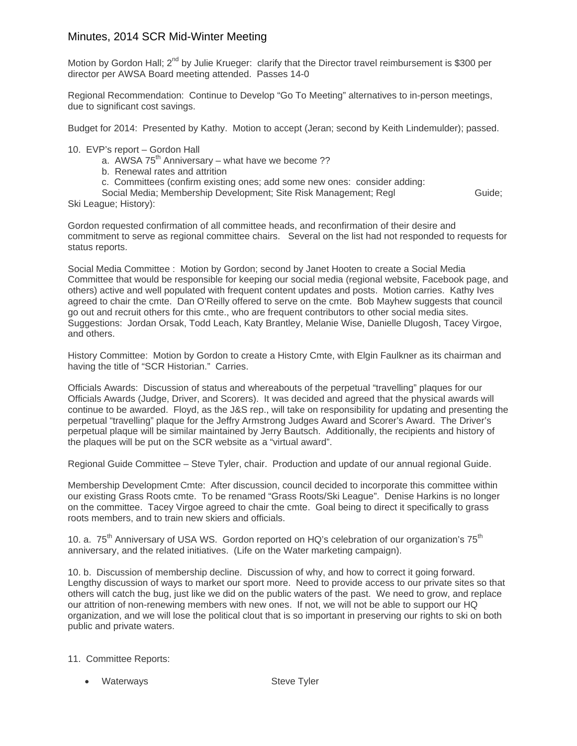Motion by Gordon Hall; 2nd by Julie Krueger: clarify that the Director travel reimbursement is $300 per director per AWSA Board meeting attended. Passes 14-0

Regional Recommendation: Continue to Develop "Go To Meeting" alternatives to in-person meetings, due to significant cost savings.

Budget for 2014: Presented by Kathy. Motion to accept (Jeran; second by Keith Lindemulder); passed.

10. EVP's report – Gordon Hall
    a. AWSA 75th Anniversary – what have we become ??
    b. Renewal rates and attrition
    c. Committees (confirm existing ones; add some new ones: consider adding: Social Media; Membership Development; Site Risk Management; Regl Guide; Ski League; History):

Gordon requested confirmation of all committee heads, and reconfirmation of their desire and commitment to serve as regional committee chairs. Several on the list had not responded to requests for status reports.

Social Media Committee : Motion by Gordon; second by Janet Hooten to create a Social Media Committee that would be responsible for keeping our social media (regional website, Facebook page, and others) active and well populated with frequent content updates and posts. Motion carries. Kathy Ives agreed to chair the cmte. Dan O'Reilly offered to serve on the cmte. Bob Mayhew suggests that council go out and recruit others for this cmte., who are frequent contributors to other social media sites. Suggestions: Jordan Orsak, Todd Leach, Katy Brantley, Melanie Wise, Danielle Dlugosh, Tacey Virgoe, and others.

History Committee: Motion by Gordon to create a History Cmte, with Elgin Faulkner as its chairman and having the title of "SCR Historian." Carries.

Officials Awards: Discussion of status and whereabouts of the perpetual "travelling" plaques for our Officials Awards (Judge, Driver, and Scorers). It was decided and agreed that the physical awards will continue to be awarded. Floyd, as the J&S rep., will take on responsibility for updating and presenting the perpetual "travelling" plaque for the Jeffry Armstrong Judges Award and Scorer's Award. The Driver's perpetual plaque will be similar maintained by Jerry Bautsch. Additionally, the recipients and history of the plaques will be put on the SCR website as a "virtual award".

Regional Guide Committee – Steve Tyler, chair. Production and update of our annual regional Guide.

Membership Development Cmte: After discussion, council decided to incorporate this committee within our existing Grass Roots cmte. To be renamed "Grass Roots/Ski League". Denise Harkins is no longer on the committee. Tacey Virgoe agreed to chair the cmte. Goal being to direct it specifically to grass roots members, and to train new skiers and officials.

10. a. 75th Anniversary of USA WS. Gordon reported on HQ's celebration of our organization's 75th anniversary, and the related initiatives. (Life on the Water marketing campaign).

10. b. Discussion of membership decline. Discussion of why, and how to correct it going forward. Lengthy discussion of ways to market our sport more. Need to provide access to our private sites so that others will catch the bug, just like we did on the public waters of the past. We need to grow, and replace our attrition of non-renewing members with new ones. If not, we will not be able to support our HQ organization, and we will lose the political clout that is so important in preserving our rights to ski on both public and private waters.

11. Committee Reports:

- Waterways Steve Tyler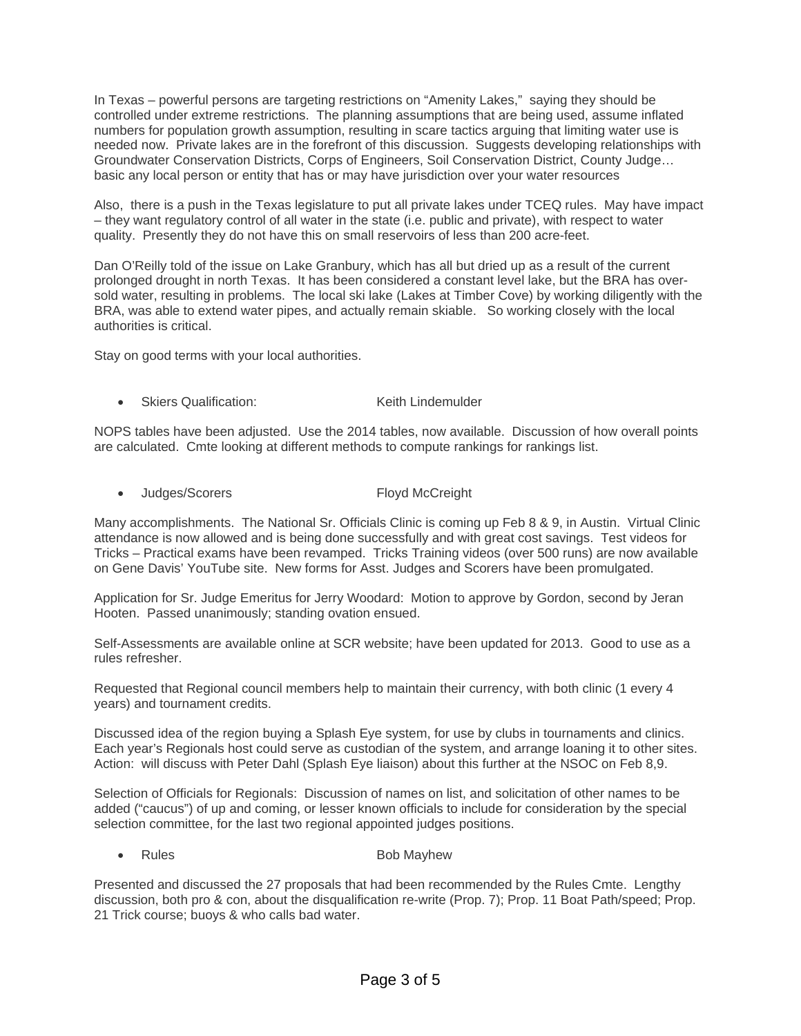In Texas – powerful persons are targeting restrictions on "Amenity Lakes," saying they should be controlled under extreme restrictions. The planning assumptions that are being used, assume inflated numbers for population growth assumption, resulting in scare tactics arguing that limiting water use is needed now. Private lakes are in the forefront of this discussion. Suggests developing relationships with Groundwater Conservation Districts, Corps of Engineers, Soil Conservation District, County Judge… basic any local person or entity that has or may have jurisdiction over your water resources

Also, there is a push in the Texas legislature to put all private lakes under TCEQ rules. May have impact – they want regulatory control of all water in the state (i.e. public and private), with respect to water quality. Presently they do not have this on small reservoirs of less than 200 acre-feet.

Dan O'Reilly told of the issue on Lake Granbury, which has all but dried up as a result of the current prolonged drought in north Texas. It has been considered a constant level lake, but the BRA has over-sold water, resulting in problems. The local ski lake (Lakes at Timber Cove) by working diligently with the BRA, was able to extend water pipes, and actually remain skiable. So working closely with the local authorities is critical.

Stay on good terms with your local authorities.

- Skiers Qualification: Keith Lindemulder

NOPS tables have been adjusted. Use the 2014 tables, now available. Discussion of how overall points are calculated. Cmte looking at different methods to compute rankings for rankings list.

- Judges/Scorers Floyd McCreight

Many accomplishments. The National Sr. Officials Clinic is coming up Feb 8 & 9, in Austin. Virtual Clinic attendance is now allowed and is being done successfully and with great cost savings. Test videos for Tricks – Practical exams have been revamped. Tricks Training videos (over 500 runs) are now available on Gene Davis' YouTube site. New forms for Asst. Judges and Scorers have been promulgated.

Application for Sr. Judge Emeritus for Jerry Woodard: Motion to approve by Gordon, second by Jeran Hooten. Passed unanimously; standing ovation ensued.

Self-Assessments are available online at SCR website; have been updated for 2013. Good to use as a rules refresher.

Requested that Regional council members help to maintain their currency, with both clinic (1 every 4 years) and tournament credits.

Discussed idea of the region buying a Splash Eye system, for use by clubs in tournaments and clinics. Each year's Regionals host could serve as custodian of the system, and arrange loaning it to other sites. Action: will discuss with Peter Dahl (Splash Eye liaison) about this further at the NSOC on Feb 8,9.

Selection of Officials for Regionals: Discussion of names on list, and solicitation of other names to be added ("caucus") of up and coming, or lesser known officials to include for consideration by the special selection committee, for the last two regional appointed judges positions.

- Rules Bob Mayhew

Presented and discussed the 27 proposals that had been recommended by the Rules Cmte. Lengthy discussion, both pro & con, about the disqualification re-write (Prop. 7); Prop. 11 Boat Path/speed; Prop. 21 Trick course; buoys & who calls bad water.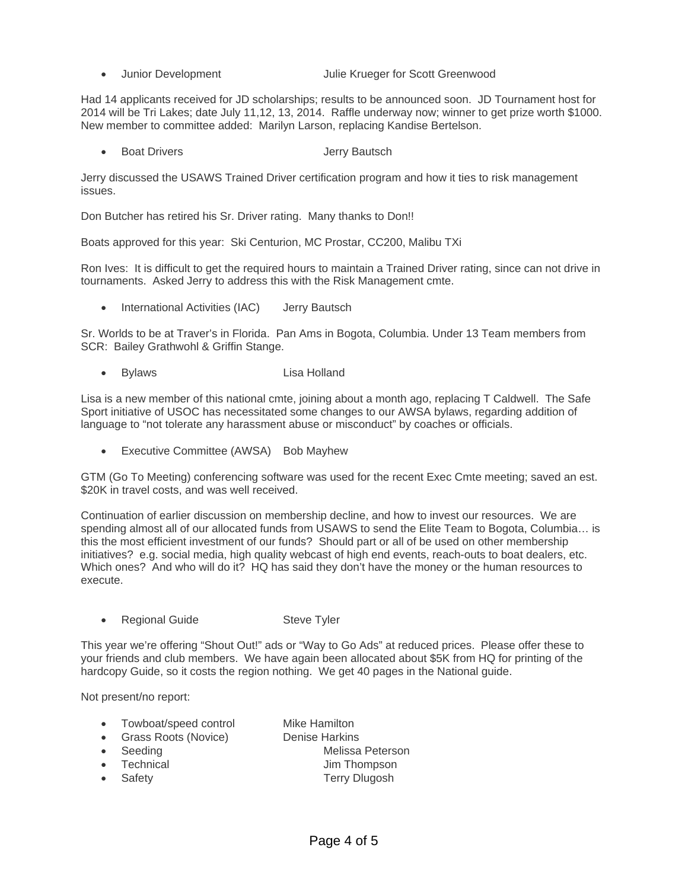- Junior Development Julie Krueger for Scott Greenwood

Had 14 applicants received for JD scholarships; results to be announced soon. JD Tournament host for 2014 will be Tri Lakes; date July 11,12, 13, 2014. Raffle underway now; winner to get prize worth $1000. New member to committee added: Marilyn Larson, replacing Kandise Bertelson.

- Boat Drivers Jerry Bautsch

Jerry discussed the USAWS Trained Driver certification program and how it ties to risk management issues.

Don Butcher has retired his Sr. Driver rating. Many thanks to Don!!

Boats approved for this year: Ski Centurion, MC Prostar, CC200, Malibu TXi

Ron Ives: It is difficult to get the required hours to maintain a Trained Driver rating, since can not drive in tournaments. Asked Jerry to address this with the Risk Management cmte.

- International Activities (IAC) Jerry Bautsch

Sr. Worlds to be at Traver's in Florida. Pan Ams in Bogota, Columbia. Under 13 Team members from SCR: Bailey Grathwohl & Griffin Stange.

- Bylaws Lisa Holland

Lisa is a new member of this national cmte, joining about a month ago, replacing T Caldwell. The Safe Sport initiative of USOC has necessitated some changes to our AWSA bylaws, regarding addition of language to "not tolerate any harassment abuse or misconduct" by coaches or officials.

- Executive Committee (AWSA) Bob Mayhew

GTM (Go To Meeting) conferencing software was used for the recent Exec Cmte meeting; saved an est. $20K in travel costs, and was well received.

Continuation of earlier discussion on membership decline, and how to invest our resources. We are spending almost all of our allocated funds from USAWS to send the Elite Team to Bogota, Columbia… is this the most efficient investment of our funds? Should part or all of be used on other membership initiatives? e.g. social media, high quality webcast of high end events, reach-outs to boat dealers, etc. Which ones? And who will do it? HQ has said they don't have the money or the human resources to execute.

- Regional Guide Steve Tyler

This year we're offering "Shout Out!" ads or "Way to Go Ads" at reduced prices. Please offer these to your friends and club members. We have again been allocated about $5K from HQ for printing of the hardcopy Guide, so it costs the region nothing. We get 40 pages in the National guide.

Not present/no report:

- Towboat/speed control Mike Hamilton
- Grass Roots (Novice) Denise Harkins
- Seeding Melissa Peterson
- Technical Jim Thompson
- Safety Terry Dlugosh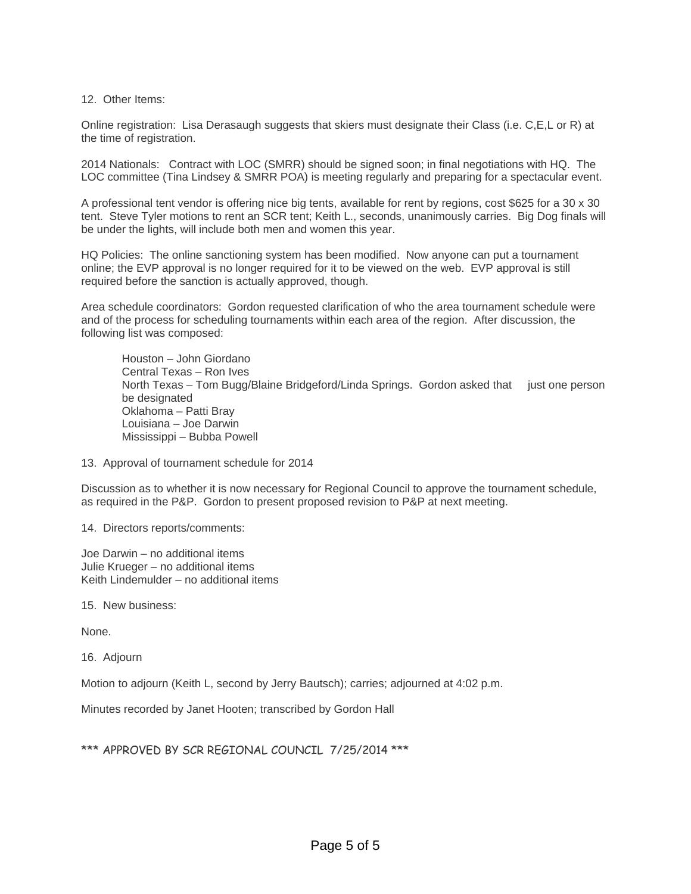12. Other Items:

Online registration: Lisa Derasaugh suggests that skiers must designate their Class (i.e. C,E,L or R) at the time of registration.

2014 Nationals: Contract with LOC (SMRR) should be signed soon; in final negotiations with HQ. The LOC committee (Tina Lindsey & SMRR POA) is meeting regularly and preparing for a spectacular event.

A professional tent vendor is offering nice big tents, available for rent by regions, cost $625 for a 30 x 30 tent. Steve Tyler motions to rent an SCR tent; Keith L., seconds, unanimously carries. Big Dog finals will be under the lights, will include both men and women this year.

HQ Policies: The online sanctioning system has been modified. Now anyone can put a tournament online; the EVP approval is no longer required for it to be viewed on the web. EVP approval is still required before the sanction is actually approved, though.

Area schedule coordinators: Gordon requested clarification of who the area tournament schedule were and of the process for scheduling tournaments within each area of the region. After discussion, the following list was composed:

> Houston – John Giordano
> Central Texas – Ron Ives
> North Texas – Tom Bugg/Blaine Bridgeford/Linda Springs. Gordon asked that just one person be designated
> Oklahoma – Patti Bray
> Louisiana – Joe Darwin
> Mississippi – Bubba Powell

13. Approval of tournament schedule for 2014

Discussion as to whether it is now necessary for Regional Council to approve the tournament schedule, as required in the P&P. Gordon to present proposed revision to P&P at next meeting.

14. Directors reports/comments:

Joe Darwin – no additional items
Julie Krueger – no additional items
Keith Lindemulder – no additional items

15. New business:

None.

16. Adjourn

Motion to adjourn (Keith L, second by Jerry Bautsch); carries; adjourned at 4:02 p.m.

Minutes recorded by Janet Hooten; transcribed by Gordon Hall

*** APPROVED BY SCR REGIONAL COUNCIL 7/25/2014 ***